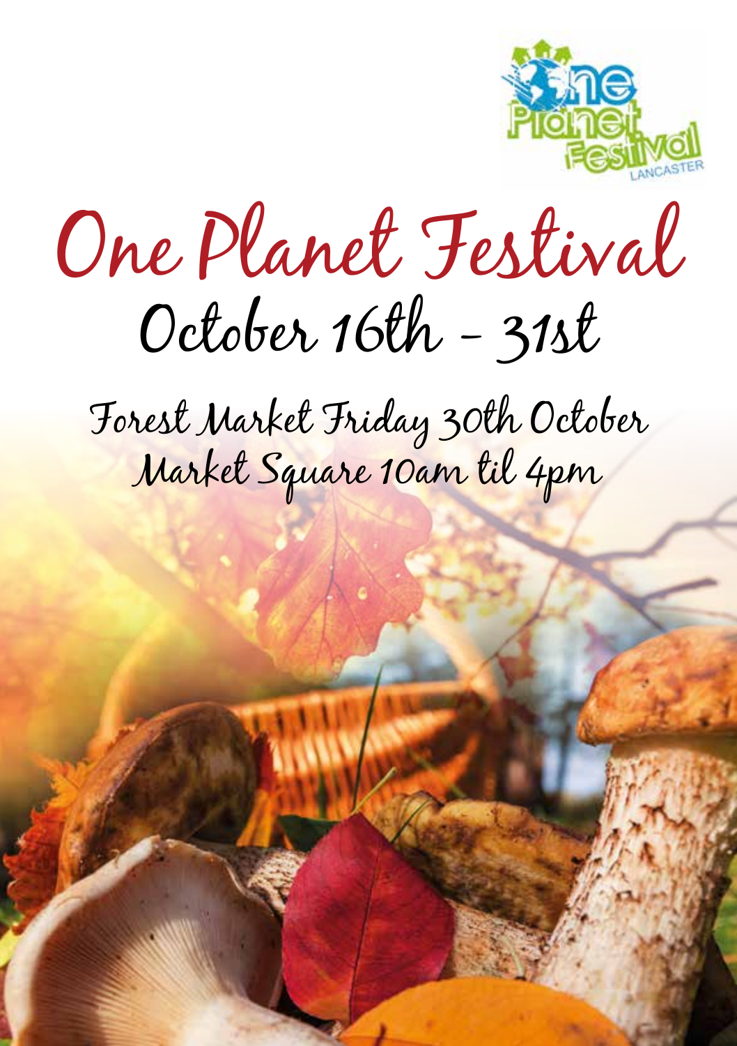One Planet Festival LANCASTER

# One Planet Festival

## October 16th - 31st

Forest Market Friday 30th October
Market Square 10am til 4pm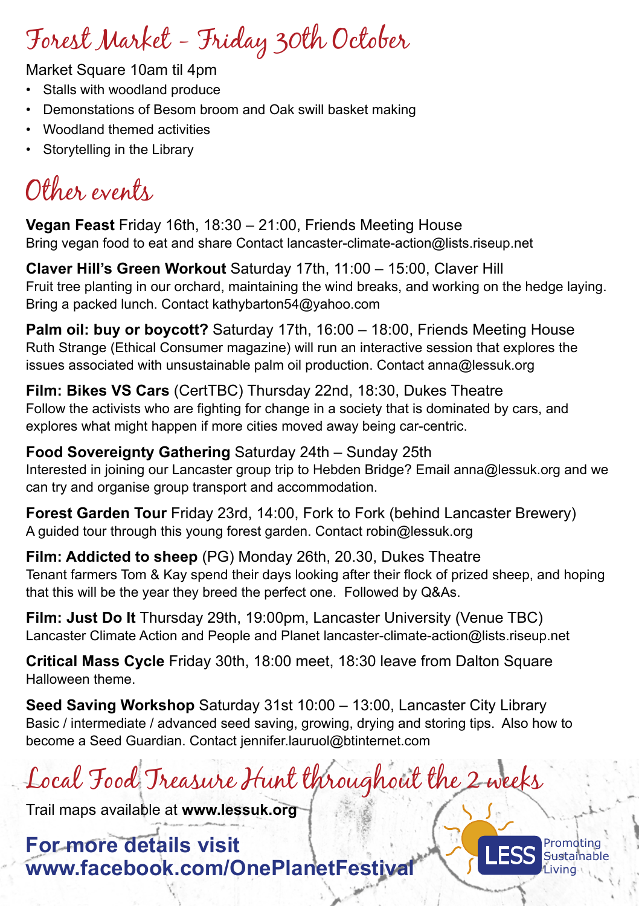# Forest Market - Friday 30th October

Market Square 10am til 4pm

- Stalls with woodland produce
- Demonstations of Besom broom and Oak swill basket making
- Woodland themed activities
- Storytelling in the Library

# Other events

**Vegan Feast** Friday 16th, 18:30 – 21:00, Friends Meeting House
Bring vegan food to eat and share Contact lancaster-climate-action@lists.riseup.net

**Claver Hill's Green Workout** Saturday 17th, 11:00 – 15:00, Claver Hill
Fruit tree planting in our orchard, maintaining the wind breaks, and working on the hedge laying. Bring a packed lunch. Contact kathybarton54@yahoo.com

**Palm oil: buy or boycott?** Saturday 17th, 16:00 – 18:00, Friends Meeting House
Ruth Strange (Ethical Consumer magazine) will run an interactive session that explores the issues associated with unsustainable palm oil production. Contact anna@lessuk.org

**Film: Bikes VS Cars** (CertTBC) Thursday 22nd, 18:30, Dukes Theatre
Follow the activists who are fighting for change in a society that is dominated by cars, and explores what might happen if more cities moved away being car-centric.

**Food Sovereignty Gathering** Saturday 24th – Sunday 25th
Interested in joining our Lancaster group trip to Hebden Bridge? Email anna@lessuk.org and we can try and organise group transport and accommodation.

**Forest Garden Tour** Friday 23rd, 14:00, Fork to Fork (behind Lancaster Brewery)
A guided tour through this young forest garden. Contact robin@lessuk.org

**Film: Addicted to sheep** (PG) Monday 26th, 20.30, Dukes Theatre
Tenant farmers Tom & Kay spend their days looking after their flock of prized sheep, and hoping that this will be the year they breed the perfect one. Followed by Q&As.

**Film: Just Do It** Thursday 29th, 19:00pm, Lancaster University (Venue TBC)
Lancaster Climate Action and People and Planet lancaster-climate-action@lists.riseup.net

**Critical Mass Cycle** Friday 30th, 18:00 meet, 18:30 leave from Dalton Square
Halloween theme.

**Seed Saving Workshop** Saturday 31st 10:00 – 13:00, Lancaster City Library
Basic / intermediate / advanced seed saving, growing, drying and storing tips. Also how to become a Seed Guardian. Contact jennifer.lauruol@btinternet.com

# Local Food Treasure Hunt throughout the 2 weeks

Trail maps available at **www.lessuk.org**

**For more details visit www.facebook.com/OnePlanetFestival**

LESS Promoting Sustainable Living